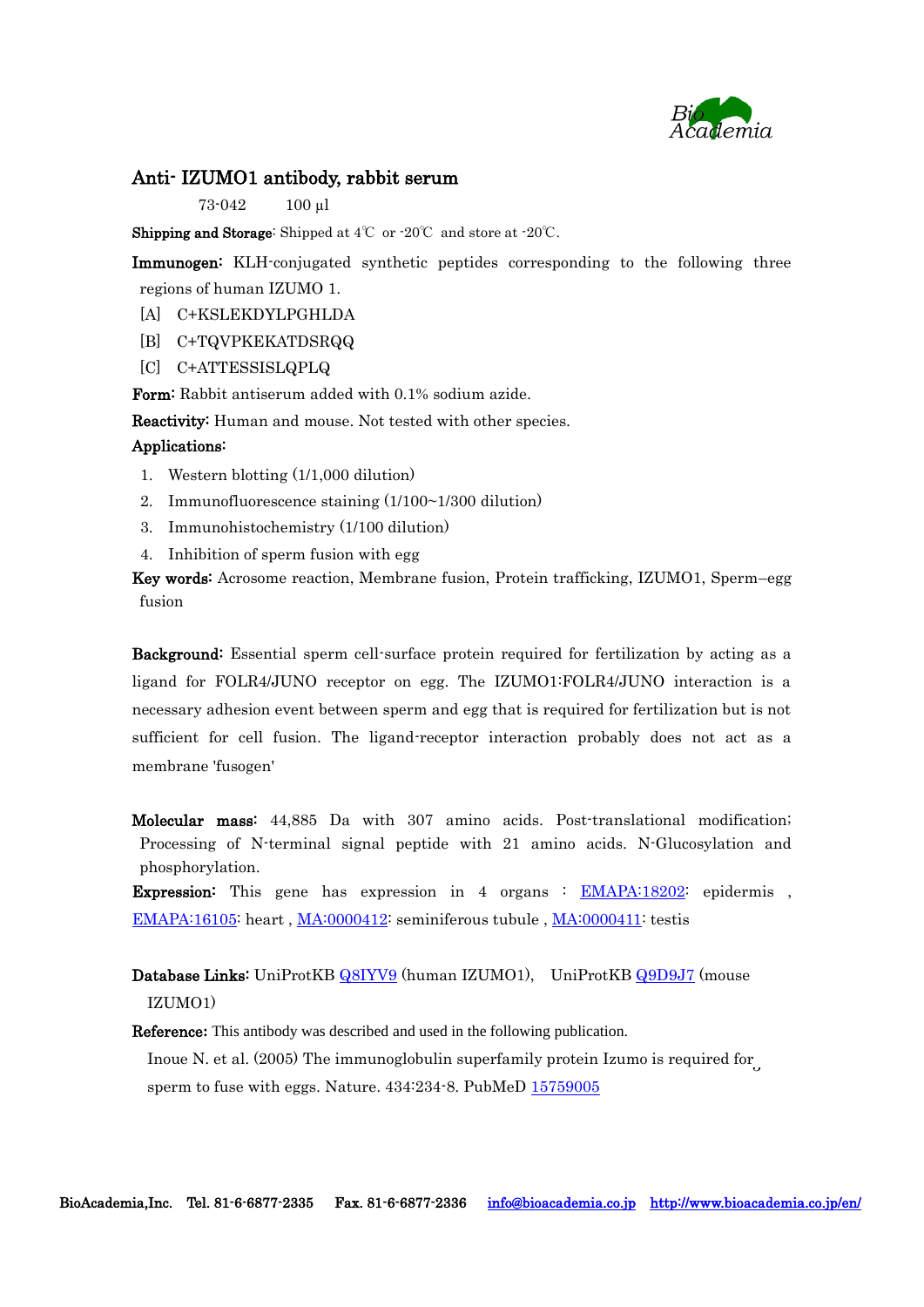# Anti- IZUMO1 antibody, rabbit serum

73-042 100 µl

**Shipping and Storage**: Shipped at 4℃ or -20℃ and store at -20℃.

**Immunogen:** KLH-conjugated synthetic peptides corresponding to the following three regions of human IZUMO 1.

[A] C+KSLEKDYLPGHLDA

[B] C+TQVPKEKATDSRQQ

[C] C+ATTESSISLQPLQ

**Form:** Rabbit antiserum added with 0.1% sodium azide.

**Reactivity:** Human and mouse. Not tested with other species.

**Applications:**

1. Western blotting (1/1,000 dilution)
2. Immunofluorescence staining (1/100~1/300 dilution)
3. Immunohistochemistry (1/100 dilution)
4. Inhibition of sperm fusion with egg

**Key words:** Acrosome reaction, Membrane fusion, Protein trafficking, IZUMO1, Sperm–egg fusion

**Background:** Essential sperm cell-surface protein required for fertilization by acting as a ligand for FOLR4/JUNO receptor on egg. The IZUMO1:FOLR4/JUNO interaction is a necessary adhesion event between sperm and egg that is required for fertilization but is not sufficient for cell fusion. The ligand-receptor interaction probably does not act as a membrane 'fusogen'

**Molecular mass:** 44,885 Da with 307 amino acids. Post-translational modification; Processing of N-terminal signal peptide with 21 amino acids. N-Glucosylation and phosphorylation.

**Expression:** This gene has expression in 4 organs : EMAPA:18202: epidermis , EMAPA:16105: heart , MA:0000412: seminiferous tubule , MA:0000411: testis

**Database Links:** UniProtKB Q8IYV9 (human IZUMO1), UniProtKB Q9D9J7 (mouse IZUMO1)

**Reference:** This antibody was described and used in the following publication.

Inoue N. et al. (2005) The immunoglobulin superfamily protein Izumo is required for sperm to fuse with eggs. Nature. 434:234-8. PubMeD 15759005

BioAcademia,Inc. Tel. 81-6-6877-2335 Fax. 81-6-6877-2336 info@bioacademia.co.jp http://www.bioacademia.co.jp/en/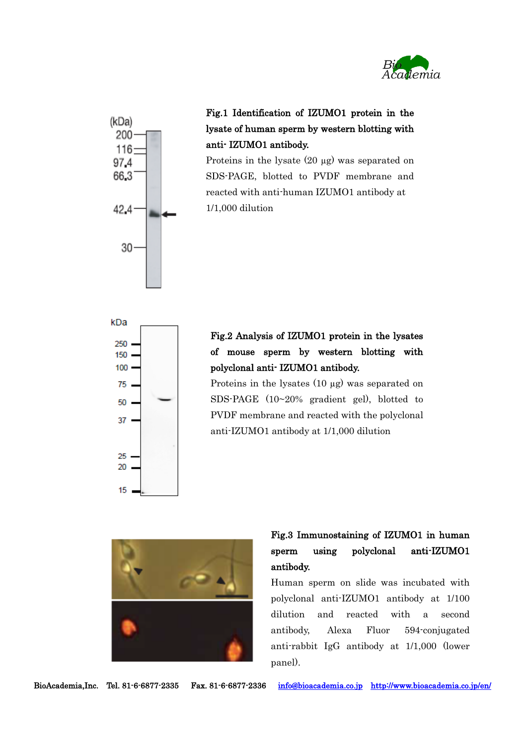**Fig.1 Identification of IZUMO1 protein in the lysate of human sperm by western blotting with anti- IZUMO1 antibody.**

Proteins in the lysate (20 μg) was separated on SDS-PAGE, blotted to PVDF membrane and reacted with anti-human IZUMO1 antibody at 1/1,000 dilution

**Fig.2 Analysis of IZUMO1 protein in the lysates of mouse sperm by western blotting with polyclonal anti- IZUMO1 antibody.**

Proteins in the lysates (10 μg) was separated on SDS-PAGE (10~20% gradient gel), blotted to PVDF membrane and reacted with the polyclonal anti-IZUMO1 antibody at 1/1,000 dilution

**Fig.3 Immunostaining of IZUMO1 in human sperm using polyclonal anti-IZUMO1 antibody.**

Human sperm on slide was incubated with polyclonal anti-IZUMO1 antibody at 1/100 dilution and reacted with a second antibody, Alexa Fluor 594-conjugated anti-rabbit IgG antibody at 1/1,000 (lower panel).

BioAcademia,Inc. Tel. 81-6-6877-2335 Fax. 81-6-6877-2336 info@bioacademia.co.jp http://www.bioacademia.co.jp/en/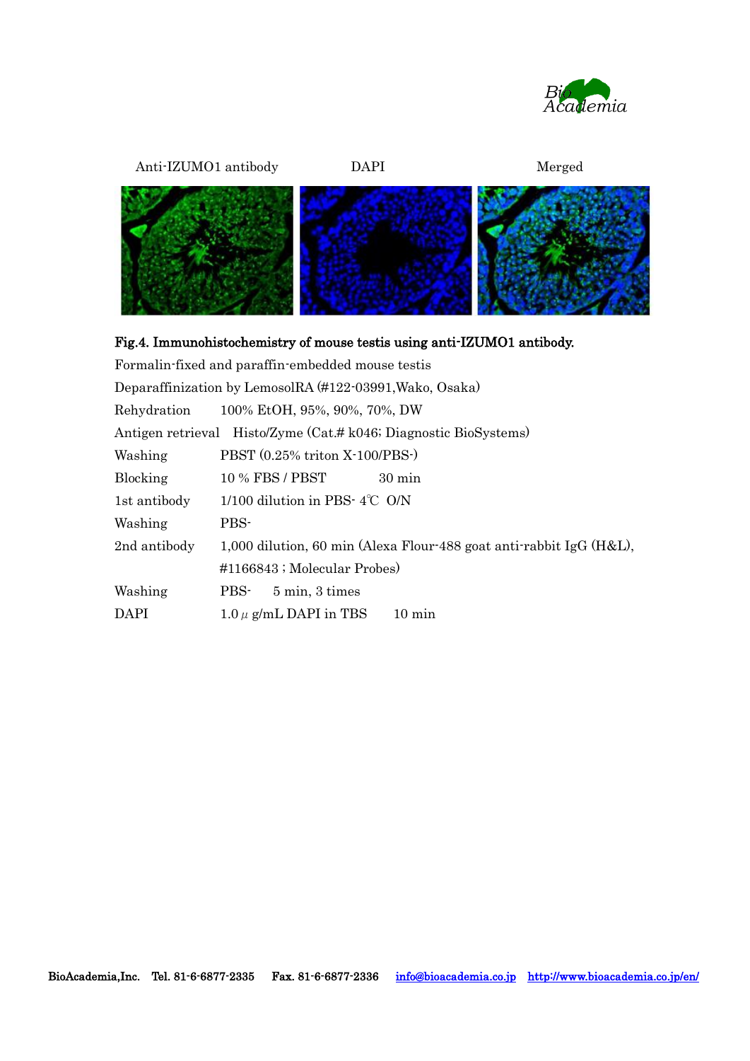Anti-IZUMO1 antibody

DAPI

Merged

**Fig.4. Immunohistochemistry of mouse testis using anti-IZUMO1 antibody.**

Formalin-fixed and paraffin-embedded mouse testis

Deparaffinization by LemosolRA (#122-03991,Wako, Osaka)

| | | |
|---|---|---|
| Rehydration | 100% EtOH, 95%, 90%, 70%, DW | |
| Antigen retrieval | Histo/Zyme (Cat.# k046; Diagnostic BioSystems) | |
| Washing | PBST (0.25% triton X-100/PBS-) | |
| Blocking | 10 % FBS / PBST | 30 min |
| 1st antibody | 1/100 dilution in PBS- 4℃ O/N | |
| Washing | PBS- | |
| 2nd antibody | 1,000 dilution, 60 min (Alexa Flour-488 goat anti-rabbit IgG (H&L), #1166843 ; Molecular Probes) | |
| Washing | PBS- 5 min, 3 times | |
| DAPI | 1.0 μ g/mL DAPI in TBS | 10 min |